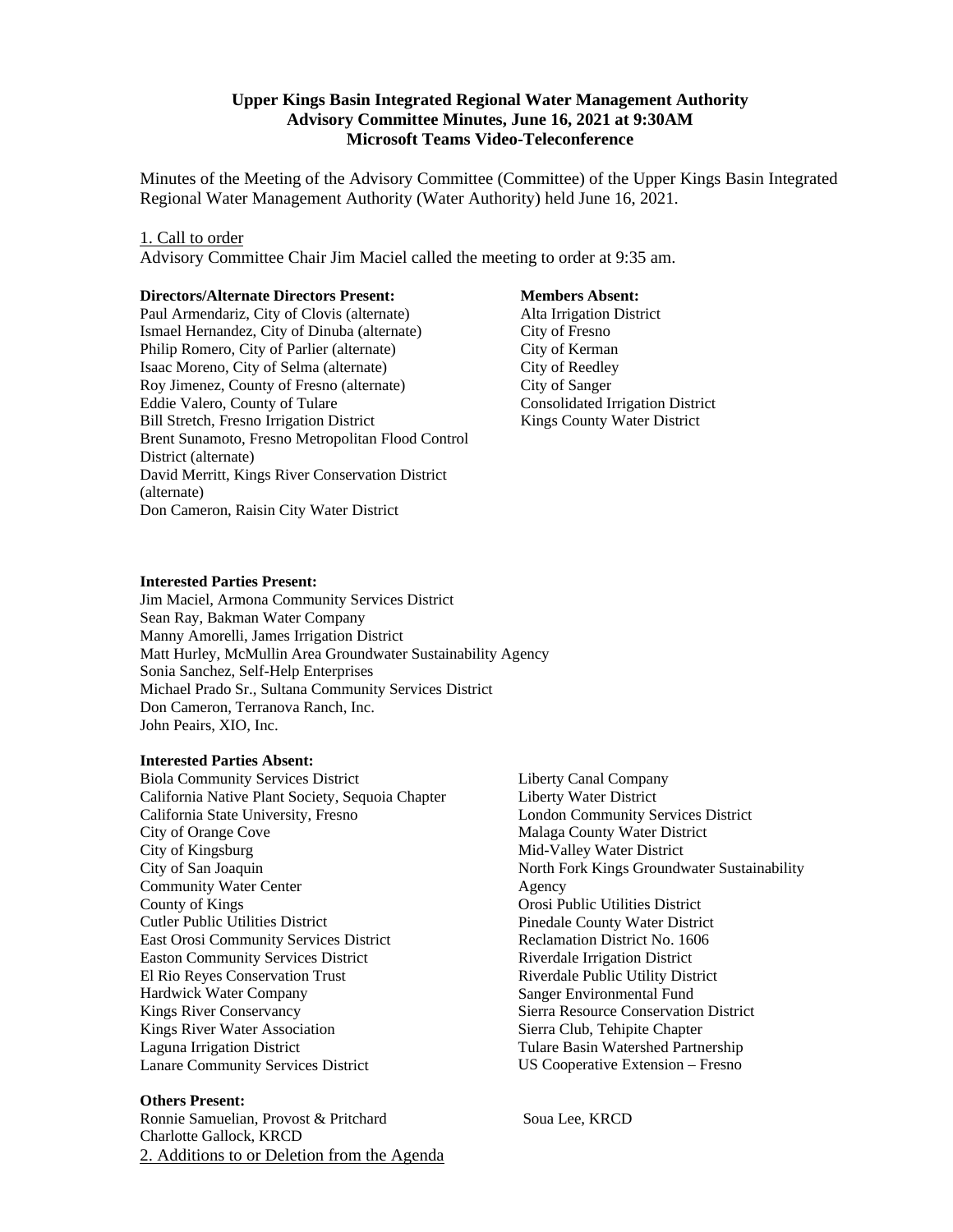**Upper Kings Basin Integrated Regional Water Management Authority**
**Advisory Committee Minutes, June 16, 2021 at 9:30AM**
**Microsoft Teams Video-Teleconference**

Minutes of the Meeting of the Advisory Committee (Committee) of the Upper Kings Basin Integrated Regional Water Management Authority (Water Authority) held June 16, 2021.

1. Call to order

Advisory Committee Chair Jim Maciel called the meeting to order at 9:35 am.

**Directors/Alternate Directors Present:**

Paul Armendariz, City of Clovis (alternate)
Ismael Hernandez, City of Dinuba (alternate)
Philip Romero, City of Parlier (alternate)
Isaac Moreno, City of Selma (alternate)
Roy Jimenez, County of Fresno (alternate)
Eddie Valero, County of Tulare
Bill Stretch, Fresno Irrigation District
Brent Sunamoto, Fresno Metropolitan Flood Control District (alternate)
David Merritt, Kings River Conservation District (alternate)
Don Cameron, Raisin City Water District

**Members Absent:**

Alta Irrigation District
City of Fresno
City of Kerman
City of Reedley
City of Sanger
Consolidated Irrigation District
Kings County Water District

**Interested Parties Present:**

Jim Maciel, Armona Community Services District
Sean Ray, Bakman Water Company
Manny Amorelli, James Irrigation District
Matt Hurley, McMullin Area Groundwater Sustainability Agency
Sonia Sanchez, Self-Help Enterprises
Michael Prado Sr., Sultana Community Services District
Don Cameron, Terranova Ranch, Inc.
John Peairs, XIO, Inc.

**Interested Parties Absent:**

Biola Community Services District
California Native Plant Society, Sequoia Chapter
California State University, Fresno
City of Orange Cove
City of Kingsburg
City of San Joaquin
Community Water Center
County of Kings
Cutler Public Utilities District
East Orosi Community Services District
Easton Community Services District
El Rio Reyes Conservation Trust
Hardwick Water Company
Kings River Conservancy
Kings River Water Association
Laguna Irrigation District
Lanare Community Services District
Liberty Canal Company
Liberty Water District
London Community Services District
Malaga County Water District
Mid-Valley Water District
North Fork Kings Groundwater Sustainability Agency
Orosi Public Utilities District
Pinedale County Water District
Reclamation District No. 1606
Riverdale Irrigation District
Riverdale Public Utility District
Sanger Environmental Fund
Sierra Resource Conservation District
Sierra Club, Tehipite Chapter
Tulare Basin Watershed Partnership
US Cooperative Extension – Fresno

**Others Present:**

Ronnie Samuelian, Provost & Pritchard
Charlotte Gallock, KRCD
Soua Lee, KRCD

2. Additions to or Deletion from the Agenda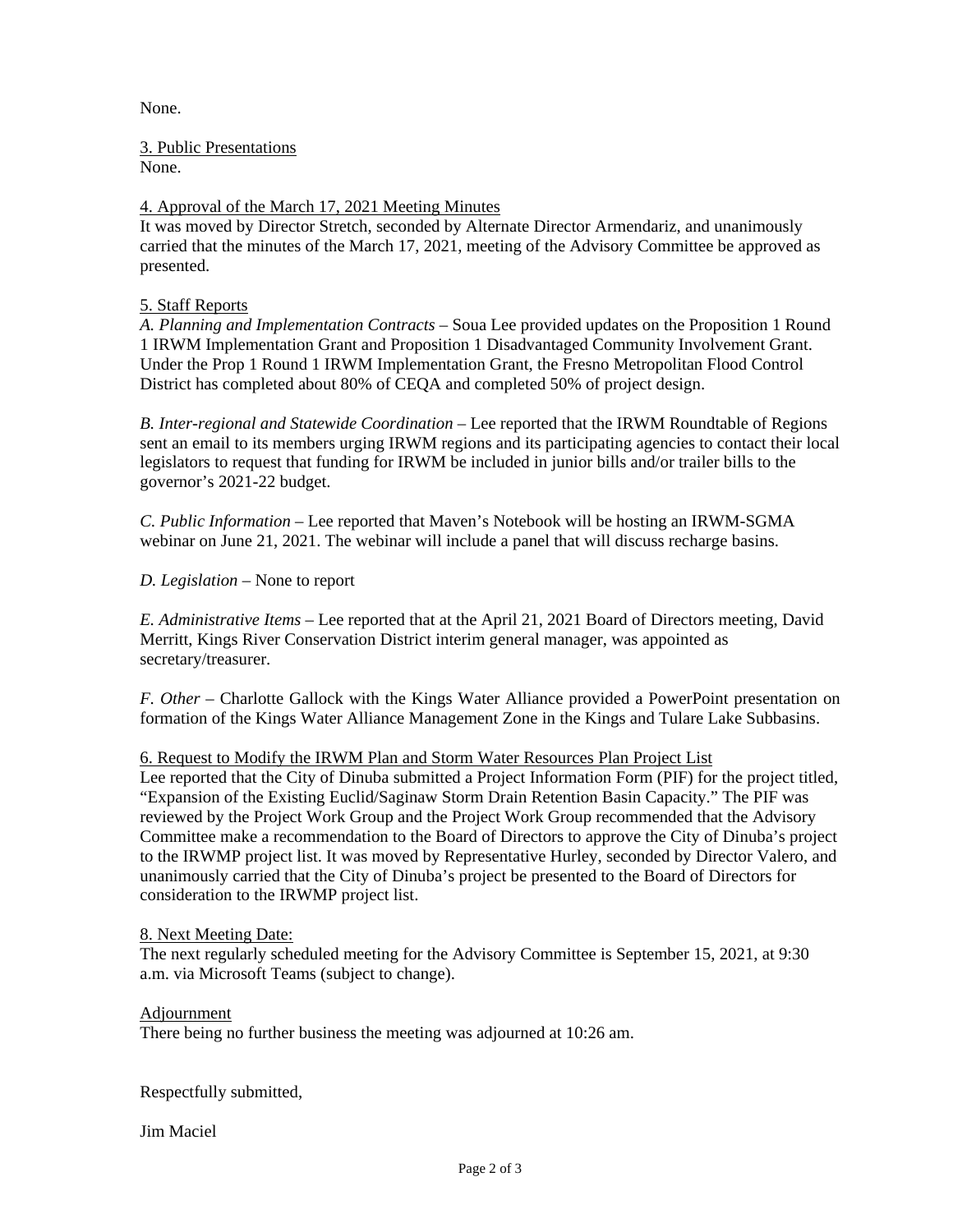None.

3. Public Presentations
None.

4. Approval of the March 17, 2021 Meeting Minutes
It was moved by Director Stretch, seconded by Alternate Director Armendariz, and unanimously carried that the minutes of the March 17, 2021, meeting of the Advisory Committee be approved as presented.

5. Staff Reports
*A. Planning and Implementation Contracts* – Soua Lee provided updates on the Proposition 1 Round 1 IRWM Implementation Grant and Proposition 1 Disadvantaged Community Involvement Grant. Under the Prop 1 Round 1 IRWM Implementation Grant, the Fresno Metropolitan Flood Control District has completed about 80% of CEQA and completed 50% of project design.

*B. Inter-regional and Statewide Coordination* – Lee reported that the IRWM Roundtable of Regions sent an email to its members urging IRWM regions and its participating agencies to contact their local legislators to request that funding for IRWM be included in junior bills and/or trailer bills to the governor's 2021-22 budget.

*C. Public Information* – Lee reported that Maven's Notebook will be hosting an IRWM-SGMA webinar on June 21, 2021. The webinar will include a panel that will discuss recharge basins.

*D. Legislation* – None to report

*E. Administrative Items* – Lee reported that at the April 21, 2021 Board of Directors meeting, David Merritt, Kings River Conservation District interim general manager, was appointed as secretary/treasurer.

*F. Other* – Charlotte Gallock with the Kings Water Alliance provided a PowerPoint presentation on formation of the Kings Water Alliance Management Zone in the Kings and Tulare Lake Subbasins.

6. Request to Modify the IRWM Plan and Storm Water Resources Plan Project List
Lee reported that the City of Dinuba submitted a Project Information Form (PIF) for the project titled, "Expansion of the Existing Euclid/Saginaw Storm Drain Retention Basin Capacity." The PIF was reviewed by the Project Work Group and the Project Work Group recommended that the Advisory Committee make a recommendation to the Board of Directors to approve the City of Dinuba's project to the IRWMP project list. It was moved by Representative Hurley, seconded by Director Valero, and unanimously carried that the City of Dinuba's project be presented to the Board of Directors for consideration to the IRWMP project list.

8. Next Meeting Date:
The next regularly scheduled meeting for the Advisory Committee is September 15, 2021, at 9:30 a.m. via Microsoft Teams (subject to change).

Adjournment
There being no further business the meeting was adjourned at 10:26 am.

Respectfully submitted,

Jim Maciel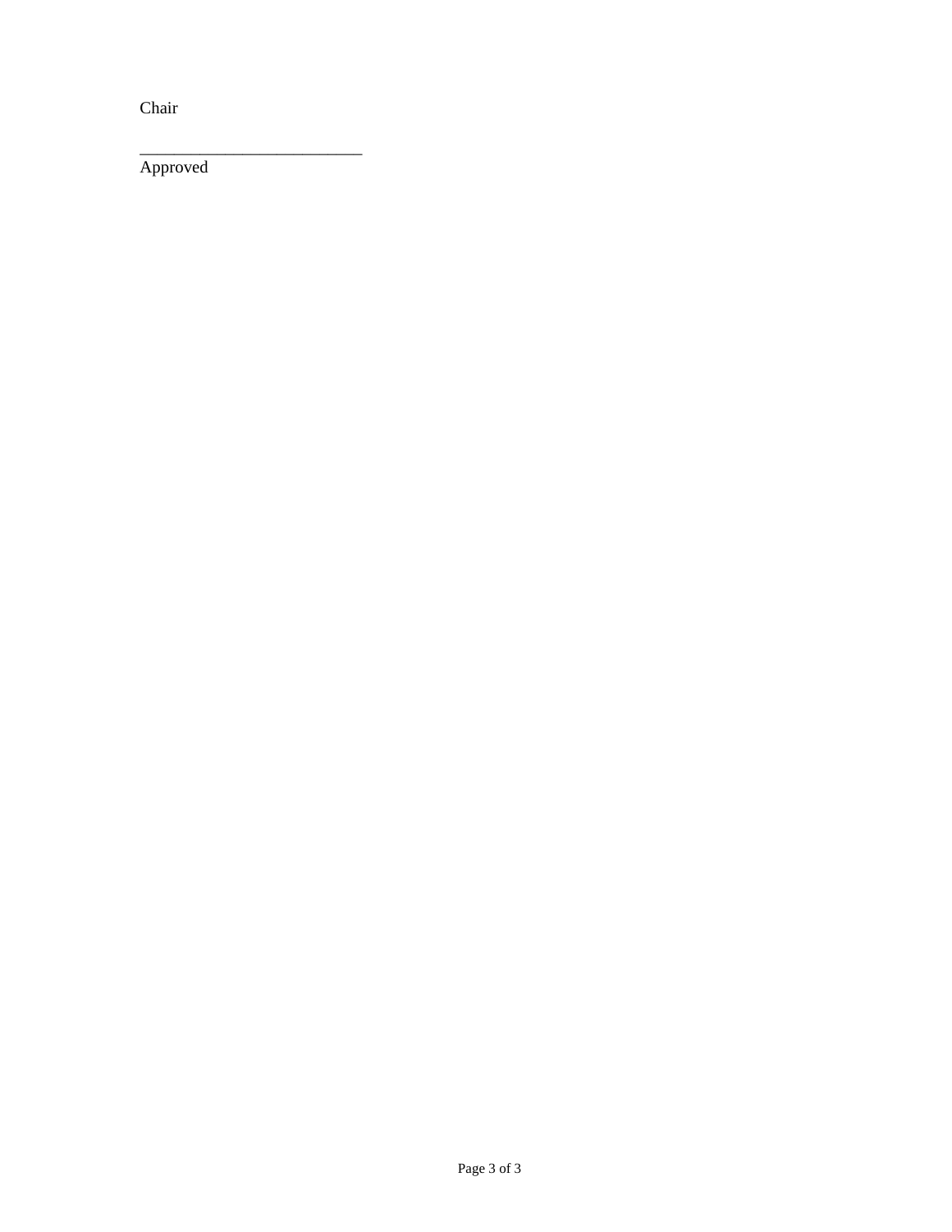Chair

__________________________
Approved